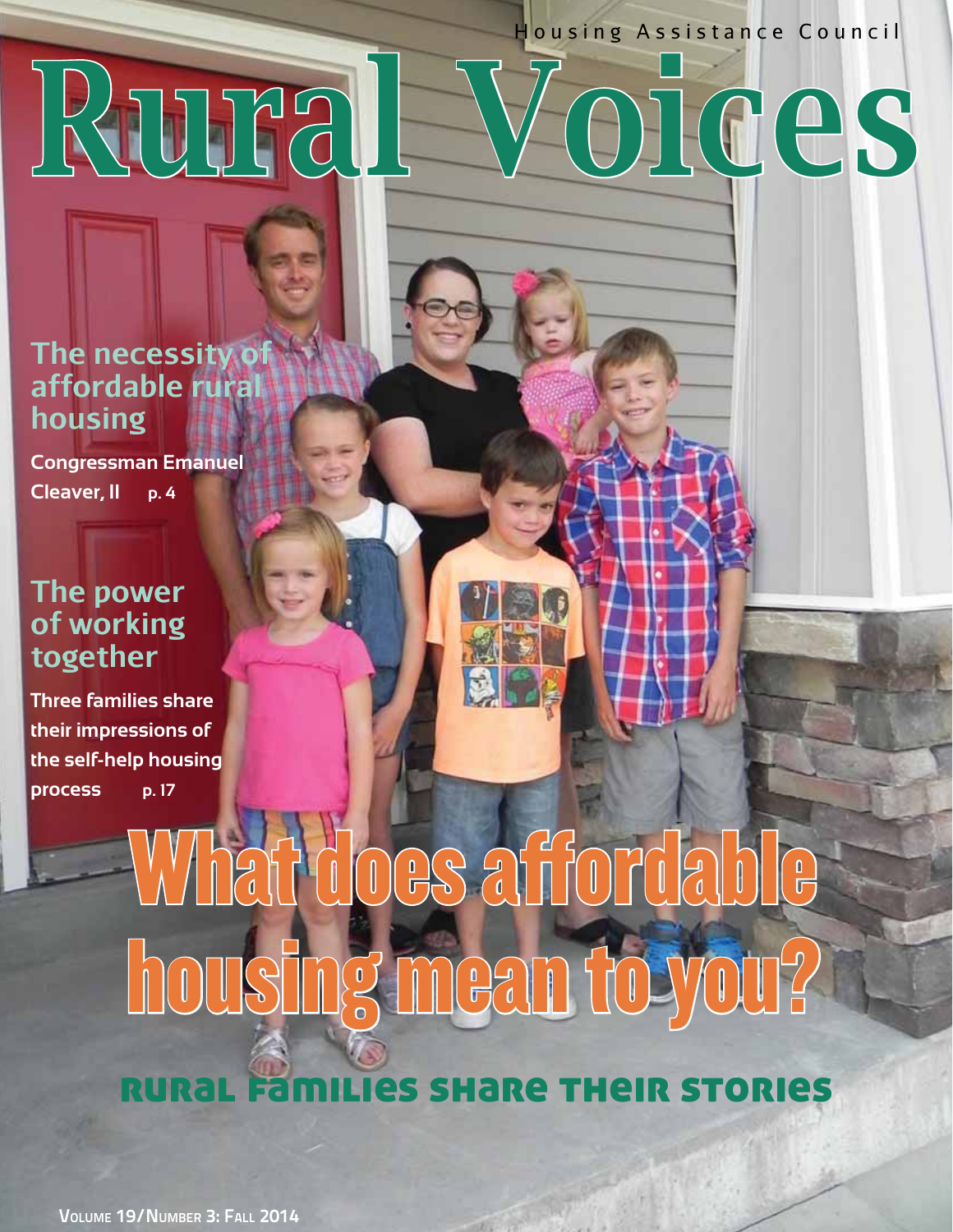Housing Assistance Council

# Rural Voices

## The necessity of affordable rural housing

**Congressman Emanuel Cleaver, II** p. 4

## The power of working together

**Three families share their impressions of the self-help housing process** p. 17

# What does affordable housing mean to you?

## Rural Families Share Their Stories

Volume 19/Number 3: Fall 2014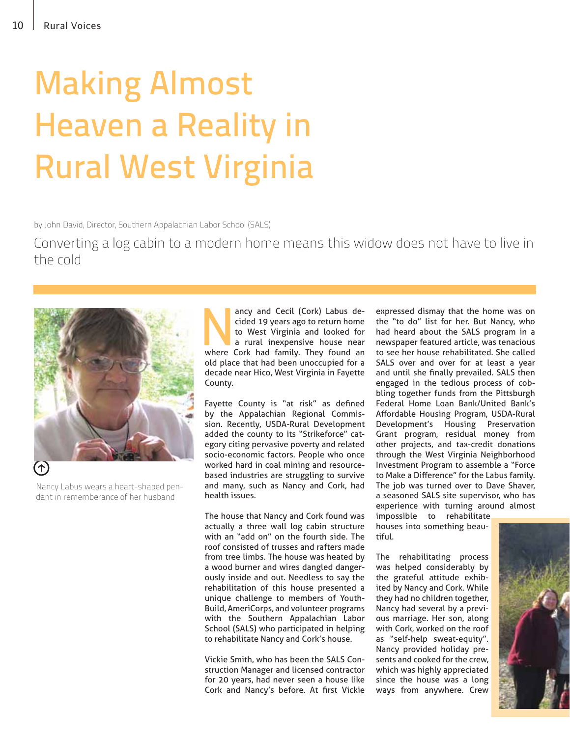# Making Almost Heaven a Reality in Rural West Virginia

by John David, Director, Southern Appalachian Labor School (SALS)

Converting a log cabin to a modern home means this widow does not have to live in the cold

Nancy Labus wears a heart-shaped pendant in rememberance of her husband

Nancy and Cecil (Cork) Labus decided 19 years ago to return home to West Virginia and looked for a rural inexpensive house near where Cork had family. They found an old place that had been unoccupied for a decade near Hico, West Virginia in Fayette County.

Fayette County is "at risk" as defined by the Appalachian Regional Commission. Recently, USDA-Rural Development added the county to its "Strikeforce" category citing pervasive poverty and related socio-economic factors. People who once worked hard in coal mining and resource-based industries are struggling to survive and many, such as Nancy and Cork, had health issues.

The house that Nancy and Cork found was actually a three wall log cabin structure with an "add on" on the fourth side. The roof consisted of trusses and rafters made from tree limbs. The house was heated by a wood burner and wires dangled dangerously inside and out. Needless to say the rehabilitation of this house presented a unique challenge to members of YouthBuild, AmeriCorps, and volunteer programs with the Southern Appalachian Labor School (SALS) who participated in helping to rehabilitate Nancy and Cork's house.

Vickie Smith, who has been the SALS Construction Manager and licensed contractor for 20 years, had never seen a house like Cork and Nancy's before. At first Vickie expressed dismay that the home was on the "to do" list for her. But Nancy, who had heard about the SALS program in a newspaper featured article, was tenacious to see her house rehabilitated. She called SALS over and over for at least a year and until she finally prevailed. SALS then engaged in the tedious process of cobbling together funds from the Pittsburgh Federal Home Loan Bank/United Bank's Affordable Housing Program, USDA-Rural Development's Housing Preservation Grant program, residual money from other projects, and tax-credit donations through the West Virginia Neighborhood Investment Program to assemble a "Force to Make a Difference" for the Labus family. The job was turned over to Dave Shaver, a seasoned SALS site supervisor, who has experience with turning around almost impossible to rehabilitate houses into something beautiful.

The rehabilitating process was helped considerably by the grateful attitude exhibited by Nancy and Cork. While they had no children together, Nancy had several by a previous marriage. Her son, along with Cork, worked on the roof as "self-help sweat-equity". Nancy provided holiday presents and cooked for the crew, which was highly appreciated since the house was a long ways from anywhere. Crew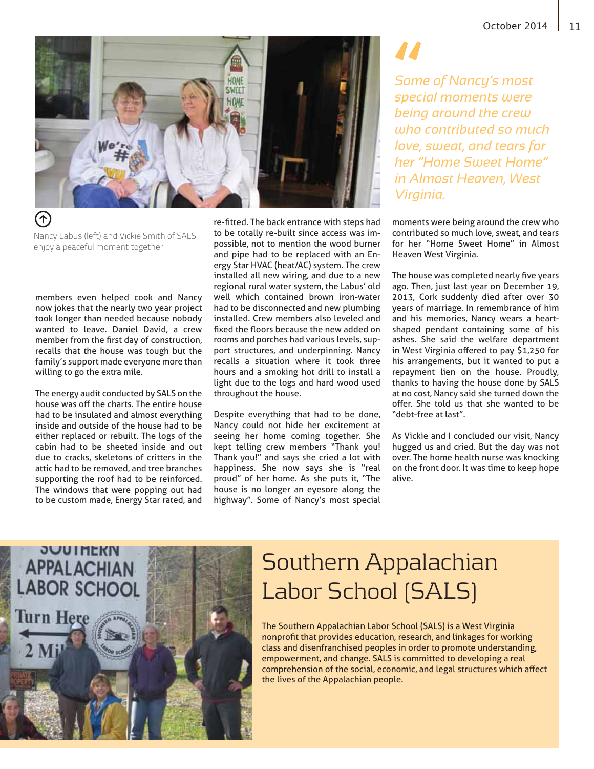Nancy Labus (left) and Vickie Smith of SALS enjoy a peaceful moment together

members even helped cook and Nancy now jokes that the nearly two year project took longer than needed because nobody wanted to leave. Daniel David, a crew member from the first day of construction, recalls that the house was tough but the family's support made everyone more than willing to go the extra mile.

The energy audit conducted by SALS on the house was off the charts. The entire house had to be insulated and almost everything inside and outside of the house had to be either replaced or rebuilt. The logs of the cabin had to be sealed inside and out due to cracks, skeletons of critters in the attic had to be removed, and tree branches supporting the roof had to be reinforced. The windows that were popping out had to be custom made, Energy Star rated, and re-fitted. The back entrance with steps had to be totally re-built since access was impossible, not to mention the wood burner and pipe had to be replaced with an Energy Star HVAC (heat/AC) system. The crew installed all new wiring, and due to a new regional rural water system, the Labus' old well which contained brown iron-water had to be disconnected and new plumbing installed. Crew members also leveled and fixed the floors because the new added on rooms and porches had various levels, support structures, and underpinning. Nancy recalls a situation where it took three hours and a smoking hot drill to install a light due to the logs and hard wood used throughout the house.

Despite everything that had to be done, Nancy could not hide her excitement at seeing her home coming together. She kept telling crew members "Thank you! Thank you!" and says she cried a lot with happiness. She now says she is "real proud" of her home. As she puts it, "The house is no longer an eyesore along the highway". Some of Nancy's most special moments were being around the crew who contributed so much love, sweat, and tears for her "Home Sweet Home" in Almost Heaven West Virginia.

> *Some of Nancy's most special moments were being around the crew who contributed so much love, sweat, and tears for her "Home Sweet Home" in Almost Heaven, West Virginia.*

The house was completed nearly five years ago. Then, just last year on December 19, 2013, Cork suddenly died after over 30 years of marriage. In remembrance of him and his memories, Nancy wears a heart-shaped pendant containing some of his ashes. She said the welfare department in West Virginia offered to pay $1,250 for his arrangements, but it wanted to put a repayment lien on the house. Proudly, thanks to having the house done by SALS at no cost, Nancy said she turned down the offer. She told us that she wanted to be "debt-free at last".

As Vickie and I concluded our visit, Nancy hugged us and cried. But the day was not over. The home health nurse was knocking on the front door. It was time to keep hope alive.

## Southern Appalachian Labor School (SALS)

The Southern Appalachian Labor School (SALS) is a West Virginia nonprofit that provides education, research, and linkages for working class and disenfranchised peoples in order to promote understanding, empowerment, and change. SALS is committed to developing a real comprehension of the social, economic, and legal structures which affect the lives of the Appalachian people.